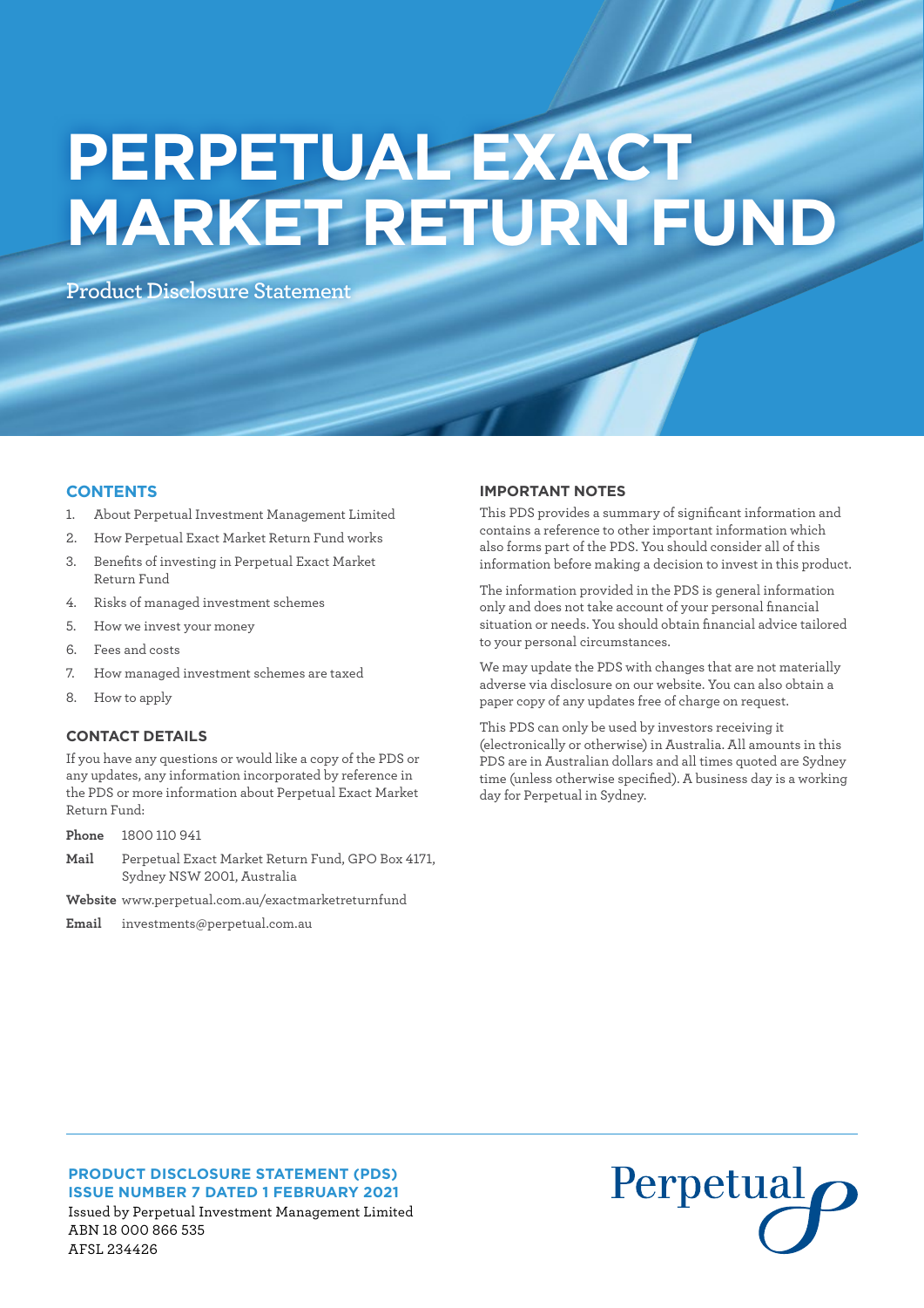# PERPETUAL EXACT MARKET RETURN FUND

Product Disclosure Statement

## CONTENTS

1. About Perpetual Investment Management Limited
2. How Perpetual Exact Market Return Fund works
3. Benefits of investing in Perpetual Exact Market Return Fund
4. Risks of managed investment schemes
5. How we invest your money
6. Fees and costs
7. How managed investment schemes are taxed
8. How to apply

## CONTACT DETAILS

If you have any questions or would like a copy of the PDS or any updates, any information incorporated by reference in the PDS or more information about Perpetual Exact Market Return Fund:

**Phone** 1800 110 941

**Mail** Perpetual Exact Market Return Fund, GPO Box 4171, Sydney NSW 2001, Australia

**Website** www.perpetual.com.au/exactmarketreturnfund

**Email** investments@perpetual.com.au

## IMPORTANT NOTES

This PDS provides a summary of significant information and contains a reference to other important information which also forms part of the PDS. You should consider all of this information before making a decision to invest in this product.

The information provided in the PDS is general information only and does not take account of your personal financial situation or needs. You should obtain financial advice tailored to your personal circumstances.

We may update the PDS with changes that are not materially adverse via disclosure on our website. You can also obtain a paper copy of any updates free of charge on request.

This PDS can only be used by investors receiving it (electronically or otherwise) in Australia. All amounts in this PDS are in Australian dollars and all times quoted are Sydney time (unless otherwise specified). A business day is a working day for Perpetual in Sydney.

**PRODUCT DISCLOSURE STATEMENT (PDS)**
**ISSUE NUMBER 7 DATED 1 FEBRUARY 2021**

Issued by Perpetual Investment Management Limited
ABN 18 000 866 535
AFSL 234426

Perpetual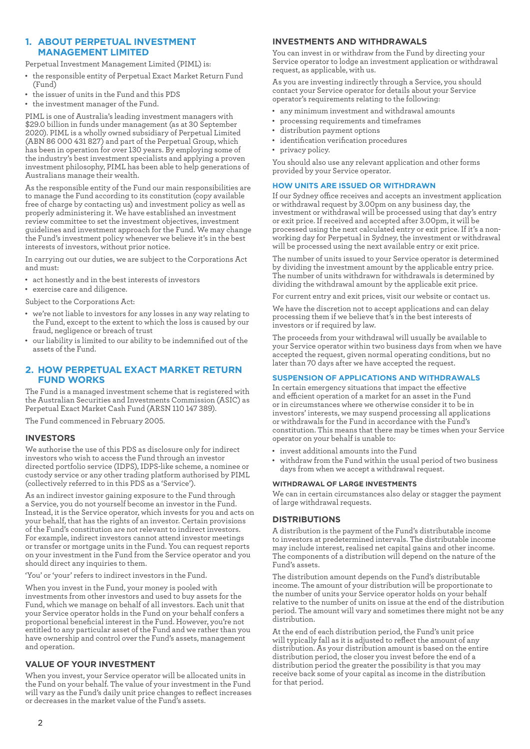## 1. ABOUT PERPETUAL INVESTMENT MANAGEMENT LIMITED

Perpetual Investment Management Limited (PIML) is:

- the responsible entity of Perpetual Exact Market Return Fund (Fund)
- the issuer of units in the Fund and this PDS
- the investment manager of the Fund.

PIML is one of Australia's leading investment managers with $29.0 billion in funds under management (as at 30 September 2020). PIML is a wholly owned subsidiary of Perpetual Limited (ABN 86 000 431 827) and part of the Perpetual Group, which has been in operation for over 130 years. By employing some of the industry's best investment specialists and applying a proven investment philosophy, PIML has been able to help generations of Australians manage their wealth.

As the responsible entity of the Fund our main responsibilities are to manage the Fund according to its constitution (copy available free of charge by contacting us) and investment policy as well as properly administering it. We have established an investment review committee to set the investment objectives, investment guidelines and investment approach for the Fund. We may change the Fund's investment policy whenever we believe it's in the best interests of investors, without prior notice.

In carrying out our duties, we are subject to the Corporations Act and must:

- act honestly and in the best interests of investors
- exercise care and diligence.

Subject to the Corporations Act:

- we're not liable to investors for any losses in any way relating to the Fund, except to the extent to which the loss is caused by our fraud, negligence or breach of trust
- our liability is limited to our ability to be indemnified out of the assets of the Fund.

## 2. HOW PERPETUAL EXACT MARKET RETURN FUND WORKS

The Fund is a managed investment scheme that is registered with the Australian Securities and Investments Commission (ASIC) as Perpetual Exact Market Cash Fund (ARSN 110 147 389).

The Fund commenced in February 2005.

### INVESTORS

We authorise the use of this PDS as disclosure only for indirect investors who wish to access the Fund through an investor directed portfolio service (IDPS), IDPS-like scheme, a nominee or custody service or any other trading platform authorised by PIML (collectively referred to in this PDS as a 'Service').

As an indirect investor gaining exposure to the Fund through a Service, you do not yourself become an investor in the Fund. Instead, it is the Service operator, which invests for you and acts on your behalf, that has the rights of an investor. Certain provisions of the Fund's constitution are not relevant to indirect investors. For example, indirect investors cannot attend investor meetings or transfer or mortgage units in the Fund. You can request reports on your investment in the Fund from the Service operator and you should direct any inquiries to them.

'You' or 'your' refers to indirect investors in the Fund.

When you invest in the Fund, your money is pooled with investments from other investors and used to buy assets for the Fund, which we manage on behalf of all investors. Each unit that your Service operator holds in the Fund on your behalf confers a proportional beneficial interest in the Fund. However, you're not entitled to any particular asset of the Fund and we rather than you have ownership and control over the Fund's assets, management and operation.

### VALUE OF YOUR INVESTMENT

When you invest, your Service operator will be allocated units in the Fund on your behalf. The value of your investment in the Fund will vary as the Fund's daily unit price changes to reflect increases or decreases in the market value of the Fund's assets.

### INVESTMENTS AND WITHDRAWALS

You can invest in or withdraw from the Fund by directing your Service operator to lodge an investment application or withdrawal request, as applicable, with us.

As you are investing indirectly through a Service, you should contact your Service operator for details about your Service operator's requirements relating to the following:

- any minimum investment and withdrawal amounts
- processing requirements and timeframes
- distribution payment options
- identification verification procedures
- privacy policy.

You should also use any relevant application and other forms provided by your Service operator.

#### HOW UNITS ARE ISSUED OR WITHDRAWN

If our Sydney office receives and accepts an investment application or withdrawal request by 3.00pm on any business day, the investment or withdrawal will be processed using that day's entry or exit price. If received and accepted after 3.00pm, it will be processed using the next calculated entry or exit price. If it's a non-working day for Perpetual in Sydney, the investment or withdrawal will be processed using the next available entry or exit price.

The number of units issued to your Service operator is determined by dividing the investment amount by the applicable entry price. The number of units withdrawn for withdrawals is determined by dividing the withdrawal amount by the applicable exit price.

For current entry and exit prices, visit our website or contact us.

We have the discretion not to accept applications and can delay processing them if we believe that's in the best interests of investors or if required by law.

The proceeds from your withdrawal will usually be available to your Service operator within two business days from when we have accepted the request, given normal operating conditions, but no later than 70 days after we have accepted the request.

#### SUSPENSION OF APPLICATIONS AND WITHDRAWALS

In certain emergency situations that impact the effective and efficient operation of a market for an asset in the Fund or in circumstances where we otherwise consider it to be in investors' interests, we may suspend processing all applications or withdrawals for the Fund in accordance with the Fund's constitution. This means that there may be times when your Service operator on your behalf is unable to:

- invest additional amounts into the Fund
- withdraw from the Fund within the usual period of two business days from when we accept a withdrawal request.

#### WITHDRAWAL OF LARGE INVESTMENTS

We can in certain circumstances also delay or stagger the payment of large withdrawal requests.

### DISTRIBUTIONS

A distribution is the payment of the Fund's distributable income to investors at predetermined intervals. The distributable income may include interest, realised net capital gains and other income. The components of a distribution will depend on the nature of the Fund's assets.

The distribution amount depends on the Fund's distributable income. The amount of your distribution will be proportionate to the number of units your Service operator holds on your behalf relative to the number of units on issue at the end of the distribution period. The amount will vary and sometimes there might not be any distribution.

At the end of each distribution period, the Fund's unit price will typically fall as it is adjusted to reflect the amount of any distribution. As your distribution amount is based on the entire distribution period, the closer you invest before the end of a distribution period the greater the possibility is that you may receive back some of your capital as income in the distribution for that period.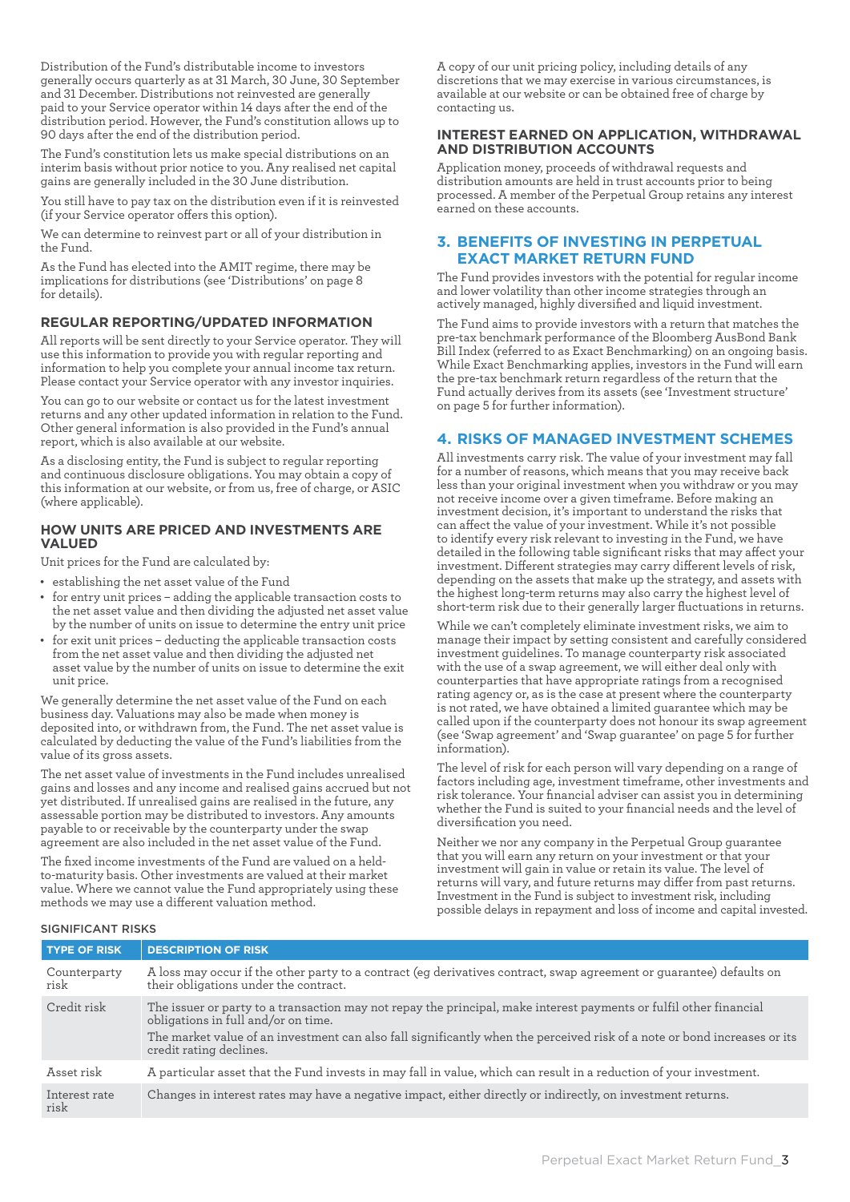Distribution of the Fund's distributable income to investors generally occurs quarterly as at 31 March, 30 June, 30 September and 31 December. Distributions not reinvested are generally paid to your Service operator within 14 days after the end of the distribution period. However, the Fund's constitution allows up to 90 days after the end of the distribution period.

The Fund's constitution lets us make special distributions on an interim basis without prior notice to you. Any realised net capital gains are generally included in the 30 June distribution.

You still have to pay tax on the distribution even if it is reinvested (if your Service operator offers this option).

We can determine to reinvest part or all of your distribution in the Fund.

As the Fund has elected into the AMIT regime, there may be implications for distributions (see 'Distributions' on page 8 for details).

### REGULAR REPORTING/UPDATED INFORMATION

All reports will be sent directly to your Service operator. They will use this information to provide you with regular reporting and information to help you complete your annual income tax return. Please contact your Service operator with any investor inquiries.

You can go to our website or contact us for the latest investment returns and any other updated information in relation to the Fund. Other general information is also provided in the Fund's annual report, which is also available at our website.

As a disclosing entity, the Fund is subject to regular reporting and continuous disclosure obligations. You may obtain a copy of this information at our website, or from us, free of charge, or ASIC (where applicable).

### HOW UNITS ARE PRICED AND INVESTMENTS ARE VALUED

Unit prices for the Fund are calculated by:

- establishing the net asset value of the Fund
- for entry unit prices – adding the applicable transaction costs to the net asset value and then dividing the adjusted net asset value by the number of units on issue to determine the entry unit price
- for exit unit prices – deducting the applicable transaction costs from the net asset value and then dividing the adjusted net asset value by the number of units on issue to determine the exit unit price.

We generally determine the net asset value of the Fund on each business day. Valuations may also be made when money is deposited into, or withdrawn from, the Fund. The net asset value is calculated by deducting the value of the Fund's liabilities from the value of its gross assets.

The net asset value of investments in the Fund includes unrealised gains and losses and any income and realised gains accrued but not yet distributed. If unrealised gains are realised in the future, any assessable portion may be distributed to investors. Any amounts payable to or receivable by the counterparty under the swap agreement are also included in the net asset value of the Fund.

The fixed income investments of the Fund are valued on a held-to-maturity basis. Other investments are valued at their market value. Where we cannot value the Fund appropriately using these methods we may use a different valuation method.

A copy of our unit pricing policy, including details of any discretions that we may exercise in various circumstances, is available at our website or can be obtained free of charge by contacting us.

### INTEREST EARNED ON APPLICATION, WITHDRAWAL AND DISTRIBUTION ACCOUNTS

Application money, proceeds of withdrawal requests and distribution amounts are held in trust accounts prior to being processed. A member of the Perpetual Group retains any interest earned on these accounts.

## 3. BENEFITS OF INVESTING IN PERPETUAL EXACT MARKET RETURN FUND

The Fund provides investors with the potential for regular income and lower volatility than other income strategies through an actively managed, highly diversified and liquid investment.

The Fund aims to provide investors with a return that matches the pre-tax benchmark performance of the Bloomberg AusBond Bank Bill Index (referred to as Exact Benchmarking) on an ongoing basis. While Exact Benchmarking applies, investors in the Fund will earn the pre-tax benchmark return regardless of the return that the Fund actually derives from its assets (see 'Investment structure' on page 5 for further information).

## 4. RISKS OF MANAGED INVESTMENT SCHEMES

All investments carry risk. The value of your investment may fall for a number of reasons, which means that you may receive back less than your original investment when you withdraw or you may not receive income over a given timeframe. Before making an investment decision, it's important to understand the risks that can affect the value of your investment. While it's not possible to identify every risk relevant to investing in the Fund, we have detailed in the following table significant risks that may affect your investment. Different strategies may carry different levels of risk, depending on the assets that make up the strategy, and assets with the highest long-term returns may also carry the highest level of short-term risk due to their generally larger fluctuations in returns.

While we can't completely eliminate investment risks, we aim to manage their impact by setting consistent and carefully considered investment guidelines. To manage counterparty risk associated with the use of a swap agreement, we will either deal only with counterparties that have appropriate ratings from a recognised rating agency or, as is the case at present where the counterparty is not rated, we have obtained a limited guarantee which may be called upon if the counterparty does not honour its swap agreement (see 'Swap agreement' and 'Swap guarantee' on page 5 for further information).

The level of risk for each person will vary depending on a range of factors including age, investment timeframe, other investments and risk tolerance. Your financial adviser can assist you in determining whether the Fund is suited to your financial needs and the level of diversification you need.

Neither we nor any company in the Perpetual Group guarantee that you will earn any return on your investment or that your investment will gain in value or retain its value. The level of returns will vary, and future returns may differ from past returns. Investment in the Fund is subject to investment risk, including possible delays in repayment and loss of income and capital invested.

**SIGNIFICANT RISKS**

| TYPE OF RISK | DESCRIPTION OF RISK |
|---|---|
| Counterparty risk | A loss may occur if the other party to a contract (eg derivatives contract, swap agreement or guarantee) defaults on their obligations under the contract. |
| Credit risk | The issuer or party to a transaction may not repay the principal, make interest payments or fulfil other financial obligations in full and/or on time.<br>The market value of an investment can also fall significantly when the perceived risk of a note or bond increases or its credit rating declines. |
| Asset risk | A particular asset that the Fund invests in may fall in value, which can result in a reduction of your investment. |
| Interest rate risk | Changes in interest rates may have a negative impact, either directly or indirectly, on investment returns. |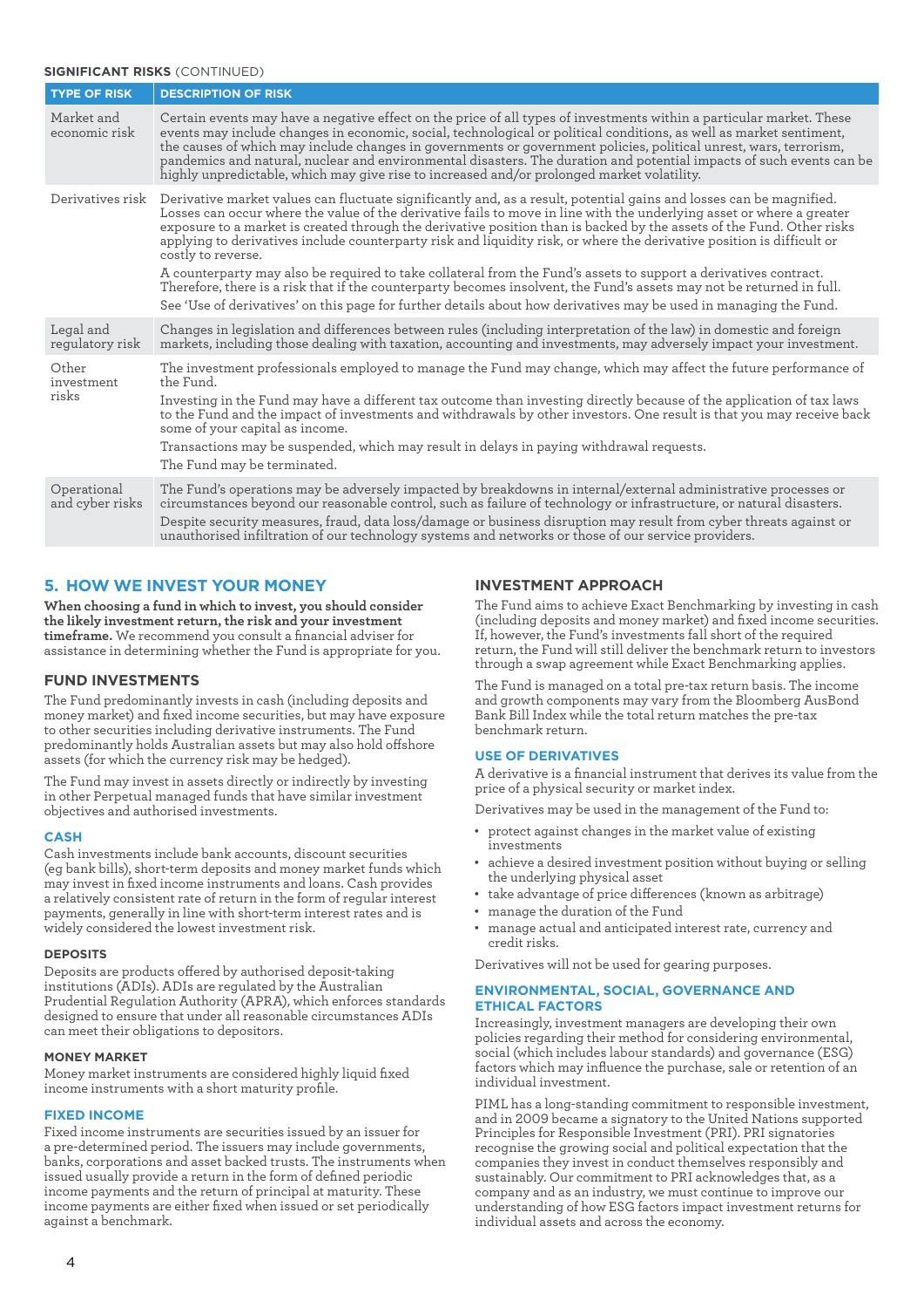**SIGNIFICANT RISKS** (CONTINUED)

| TYPE OF RISK | DESCRIPTION OF RISK |
|---|---|
| Market and economic risk | Certain events may have a negative effect on the price of all types of investments within a particular market. These events may include changes in economic, social, technological or political conditions, as well as market sentiment, the causes of which may include changes in governments or government policies, political unrest, wars, terrorism, pandemics and natural, nuclear and environmental disasters. The duration and potential impacts of such events can be highly unpredictable, which may give rise to increased and/or prolonged market volatility. |
| Derivatives risk | Derivative market values can fluctuate significantly and, as a result, potential gains and losses can be magnified. Losses can occur where the value of the derivative fails to move in line with the underlying asset or where a greater exposure to a market is created through the derivative position than is backed by the assets of the Fund. Other risks applying to derivatives include counterparty risk and liquidity risk, or where the derivative position is difficult or costly to reverse.<br><br>A counterparty may also be required to take collateral from the Fund's assets to support a derivatives contract. Therefore, there is a risk that if the counterparty becomes insolvent, the Fund's assets may not be returned in full.<br><br>See 'Use of derivatives' on this page for further details about how derivatives may be used in managing the Fund. |
| Legal and regulatory risk | Changes in legislation and differences between rules (including interpretation of the law) in domestic and foreign markets, including those dealing with taxation, accounting and investments, may adversely impact your investment. |
| Other investment risks | The investment professionals employed to manage the Fund may change, which may affect the future performance of the Fund.<br><br>Investing in the Fund may have a different tax outcome than investing directly because of the application of tax laws to the Fund and the impact of investments and withdrawals by other investors. One result is that you may receive back some of your capital as income.<br><br>Transactions may be suspended, which may result in delays in paying withdrawal requests.<br><br>The Fund may be terminated. |
| Operational and cyber risks | The Fund's operations may be adversely impacted by breakdowns in internal/external administrative processes or circumstances beyond our reasonable control, such as failure of technology or infrastructure, or natural disasters.<br><br>Despite security measures, fraud, data loss/damage or business disruption may result from cyber threats against or unauthorised infiltration of our technology systems and networks or those of our service providers. |

## 5. HOW WE INVEST YOUR MONEY

**When choosing a fund in which to invest, you should consider the likely investment return, the risk and your investment timeframe.** We recommend you consult a financial adviser for assistance in determining whether the Fund is appropriate for you.

### FUND INVESTMENTS

The Fund predominantly invests in cash (including deposits and money market) and fixed income securities, but may have exposure to other securities including derivative instruments. The Fund predominantly holds Australian assets but may also hold offshore assets (for which the currency risk may be hedged).

The Fund may invest in assets directly or indirectly by investing in other Perpetual managed funds that have similar investment objectives and authorised investments.

#### CASH

Cash investments include bank accounts, discount securities (eg bank bills), short-term deposits and money market funds which may invest in fixed income instruments and loans. Cash provides a relatively consistent rate of return in the form of regular interest payments, generally in line with short-term interest rates and is widely considered the lowest investment risk.

##### DEPOSITS

Deposits are products offered by authorised deposit-taking institutions (ADIs). ADIs are regulated by the Australian Prudential Regulation Authority (APRA), which enforces standards designed to ensure that under all reasonable circumstances ADIs can meet their obligations to depositors.

##### MONEY MARKET

Money market instruments are considered highly liquid fixed income instruments with a short maturity profile.

#### FIXED INCOME

Fixed income instruments are securities issued by an issuer for a pre-determined period. The issuers may include governments, banks, corporations and asset backed trusts. The instruments when issued usually provide a return in the form of defined periodic income payments and the return of principal at maturity. These income payments are either fixed when issued or set periodically against a benchmark.

### INVESTMENT APPROACH

The Fund aims to achieve Exact Benchmarking by investing in cash (including deposits and money market) and fixed income securities. If, however, the Fund's investments fall short of the required return, the Fund will still deliver the benchmark return to investors through a swap agreement while Exact Benchmarking applies.

The Fund is managed on a total pre-tax return basis. The income and growth components may vary from the Bloomberg AusBond Bank Bill Index while the total return matches the pre-tax benchmark return.

#### USE OF DERIVATIVES

A derivative is a financial instrument that derives its value from the price of a physical security or market index.

Derivatives may be used in the management of the Fund to:

- protect against changes in the market value of existing investments
- achieve a desired investment position without buying or selling the underlying physical asset
- take advantage of price differences (known as arbitrage)
- manage the duration of the Fund
- manage actual and anticipated interest rate, currency and credit risks.

Derivatives will not be used for gearing purposes.

#### ENVIRONMENTAL, SOCIAL, GOVERNANCE AND ETHICAL FACTORS

Increasingly, investment managers are developing their own policies regarding their method for considering environmental, social (which includes labour standards) and governance (ESG) factors which may influence the purchase, sale or retention of an individual investment.

PIML has a long-standing commitment to responsible investment, and in 2009 became a signatory to the United Nations supported Principles for Responsible Investment (PRI). PRI signatories recognise the growing social and political expectation that the companies they invest in conduct themselves responsibly and sustainably. Our commitment to PRI acknowledges that, as a company and as an industry, we must continue to improve our understanding of how ESG factors impact investment returns for individual assets and across the economy.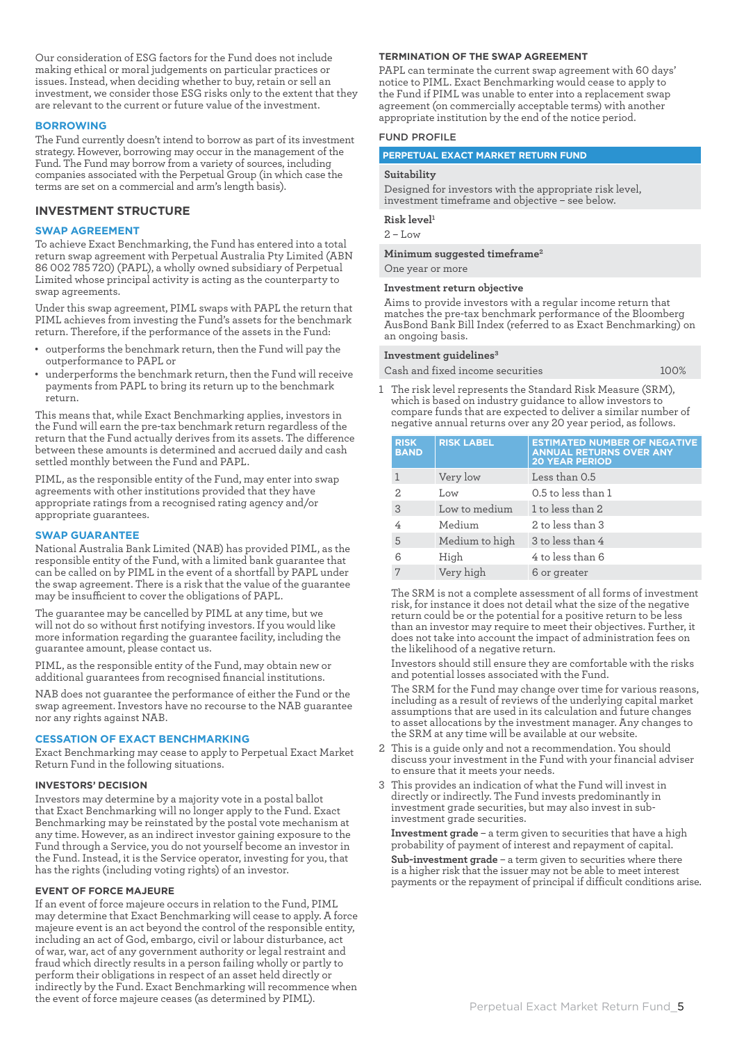Our consideration of ESG factors for the Fund does not include making ethical or moral judgements on particular practices or issues. Instead, when deciding whether to buy, retain or sell an investment, we consider those ESG risks only to the extent that they are relevant to the current or future value of the investment.

### BORROWING

The Fund currently doesn't intend to borrow as part of its investment strategy. However, borrowing may occur in the management of the Fund. The Fund may borrow from a variety of sources, including companies associated with the Perpetual Group (in which case the terms are set on a commercial and arm's length basis).

## INVESTMENT STRUCTURE

### SWAP AGREEMENT

To achieve Exact Benchmarking, the Fund has entered into a total return swap agreement with Perpetual Australia Pty Limited (ABN 86 002 785 720) (PAPL), a wholly owned subsidiary of Perpetual Limited whose principal activity is acting as the counterparty to swap agreements.

Under this swap agreement, PIML swaps with PAPL the return that PIML achieves from investing the Fund's assets for the benchmark return. Therefore, if the performance of the assets in the Fund:

- outperforms the benchmark return, then the Fund will pay the outperformance to PAPL or
- underperforms the benchmark return, then the Fund will receive payments from PAPL to bring its return up to the benchmark return.

This means that, while Exact Benchmarking applies, investors in the Fund will earn the pre-tax benchmark return regardless of the return that the Fund actually derives from its assets. The difference between these amounts is determined and accrued daily and cash settled monthly between the Fund and PAPL.

PIML, as the responsible entity of the Fund, may enter into swap agreements with other institutions provided that they have appropriate ratings from a recognised rating agency and/or appropriate guarantees.

### SWAP GUARANTEE

National Australia Bank Limited (NAB) has provided PIML, as the responsible entity of the Fund, with a limited bank guarantee that can be called on by PIML in the event of a shortfall by PAPL under the swap agreement. There is a risk that the value of the guarantee may be insufficient to cover the obligations of PAPL.

The guarantee may be cancelled by PIML at any time, but we will not do so without first notifying investors. If you would like more information regarding the guarantee facility, including the guarantee amount, please contact us.

PIML, as the responsible entity of the Fund, may obtain new or additional guarantees from recognised financial institutions.

NAB does not guarantee the performance of either the Fund or the swap agreement. Investors have no recourse to the NAB guarantee nor any rights against NAB.

### CESSATION OF EXACT BENCHMARKING

Exact Benchmarking may cease to apply to Perpetual Exact Market Return Fund in the following situations.

#### INVESTORS' DECISION

Investors may determine by a majority vote in a postal ballot that Exact Benchmarking will no longer apply to the Fund. Exact Benchmarking may be reinstated by the postal vote mechanism at any time. However, as an indirect investor gaining exposure to the Fund through a Service, you do not yourself become an investor in the Fund. Instead, it is the Service operator, investing for you, that has the rights (including voting rights) of an investor.

#### EVENT OF FORCE MAJEURE

If an event of force majeure occurs in relation to the Fund, PIML may determine that Exact Benchmarking will cease to apply. A force majeure event is an act beyond the control of the responsible entity, including an act of God, embargo, civil or labour disturbance, act of war, war, act of any government authority or legal restraint and fraud which directly results in a person failing wholly or partly to perform their obligations in respect of an asset held directly or indirectly by the Fund. Exact Benchmarking will recommence when the event of force majeure ceases (as determined by PIML).

#### TERMINATION OF THE SWAP AGREEMENT

PAPL can terminate the current swap agreement with 60 days' notice to PIML. Exact Benchmarking would cease to apply to the Fund if PIML was unable to enter into a replacement swap agreement (on commercially acceptable terms) with another appropriate institution by the end of the notice period.

#### FUND PROFILE

| PERPETUAL EXACT MARKET RETURN FUND | |
|---|---|
| **Suitability**<br>Designed for investors with the appropriate risk level, investment timeframe and objective – see below. | |
| **Risk level**[1]<br>2 – Low | |
| **Minimum suggested timeframe**[2]<br>One year or more | |
| **Investment return objective**<br>Aims to provide investors with a regular income return that matches the pre-tax benchmark performance of the Bloomberg AusBond Bank Bill Index (referred to as Exact Benchmarking) on an ongoing basis. | |
| **Investment guidelines**[3] | |
| Cash and fixed income securities | 100% |

1 The risk level represents the Standard Risk Measure (SRM), which is based on industry guidance to allow investors to compare funds that are expected to deliver a similar number of negative annual returns over any 20 year period, as follows.

| RISK BAND | RISK LABEL | ESTIMATED NUMBER OF NEGATIVE ANNUAL RETURNS OVER ANY 20 YEAR PERIOD |
|---|---|---|
| 1 | Very low | Less than 0.5 |
| 2 | Low | 0.5 to less than 1 |
| 3 | Low to medium | 1 to less than 2 |
| 4 | Medium | 2 to less than 3 |
| 5 | Medium to high | 3 to less than 4 |
| 6 | High | 4 to less than 6 |
| 7 | Very high | 6 or greater |

The SRM is not a complete assessment of all forms of investment risk, for instance it does not detail what the size of the negative return could be or the potential for a positive return to be less than an investor may require to meet their objectives. Further, it does not take into account the impact of administration fees on the likelihood of a negative return.

Investors should still ensure they are comfortable with the risks and potential losses associated with the Fund.

The SRM for the Fund may change over time for various reasons, including as a result of reviews of the underlying capital market assumptions that are used in its calculation and future changes to asset allocations by the investment manager. Any changes to the SRM at any time will be available at our website.

2 This is a guide only and not a recommendation. You should discuss your investment in the Fund with your financial adviser to ensure that it meets your needs.

3 This provides an indication of what the Fund will invest in directly or indirectly. The Fund invests predominantly in investment grade securities, but may also invest in sub-investment grade securities.

**Investment grade** – a term given to securities that have a high probability of payment of interest and repayment of capital.

**Sub-investment grade** – a term given to securities where there is a higher risk that the issuer may not be able to meet interest payments or the repayment of principal if difficult conditions arise.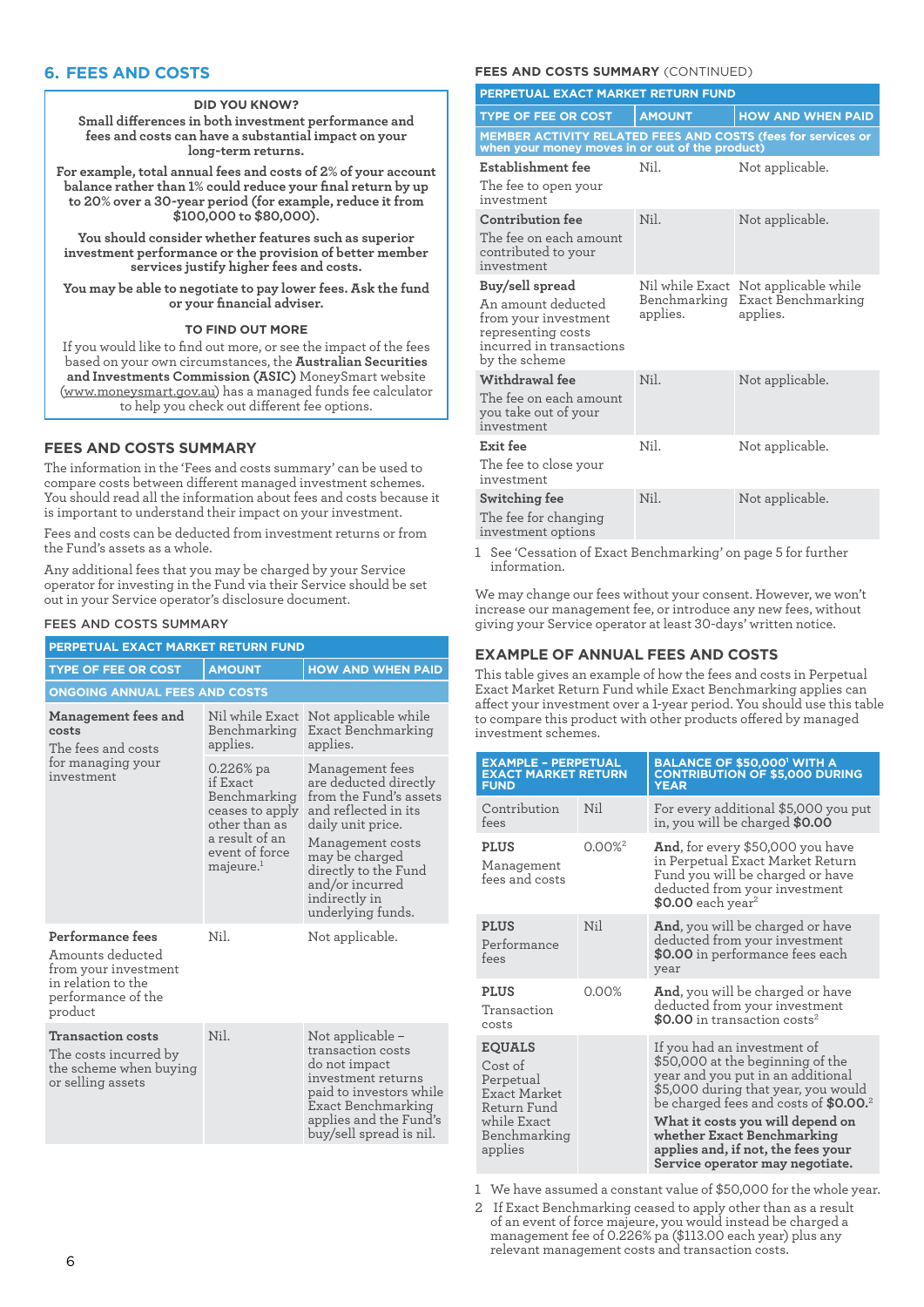## 6. FEES AND COSTS

**DID YOU KNOW?**

**Small differences in both investment performance and fees and costs can have a substantial impact on your long-term returns.**

**For example, total annual fees and costs of 2% of your account balance rather than 1% could reduce your final return by up to 20% over a 30-year period (for example, reduce it from $100,000 to $80,000).**

**You should consider whether features such as superior investment performance or the provision of better member services justify higher fees and costs.**

**You may be able to negotiate to pay lower fees. Ask the fund or your financial adviser.**

**TO FIND OUT MORE**

If you would like to find out more, or see the impact of the fees based on your own circumstances, the **Australian Securities and Investments Commission (ASIC)** MoneySmart website (www.moneysmart.gov.au) has a managed funds fee calculator to help you check out different fee options.

### FEES AND COSTS SUMMARY

The information in the 'Fees and costs summary' can be used to compare costs between different managed investment schemes. You should read all the information about fees and costs because it is important to understand their impact on your investment.

Fees and costs can be deducted from investment returns or from the Fund's assets as a whole.

Any additional fees that you may be charged by your Service operator for investing in the Fund via their Service should be set out in your Service operator's disclosure document.

#### FEES AND COSTS SUMMARY

| PERPETUAL EXACT MARKET RETURN FUND | | |
|---|---|---|
| **TYPE OF FEE OR COST** | **AMOUNT** | **HOW AND WHEN PAID** |
| **ONGOING ANNUAL FEES AND COSTS** | | |
| **Management fees and costs** The fees and costs for managing your investment | Nil while Exact Benchmarking applies. | Not applicable while Exact Benchmarking applies. |
| | 0.226% pa if Exact Benchmarking ceases to apply other than as a result of an event of force majeure.[1] | Management fees are deducted directly from the Fund's assets and reflected in its daily unit price. Management costs may be charged directly to the Fund and/or incurred indirectly in underlying funds. |
| **Performance fees** Amounts deducted from your investment in relation to the performance of the product | Nil. | Not applicable. |
| **Transaction costs** The costs incurred by the scheme when buying or selling assets | Nil. | Not applicable – transaction costs do not impact investment returns paid to investors while Exact Benchmarking applies and the Fund's buy/sell spread is nil. |
| **MEMBER ACTIVITY RELATED FEES AND COSTS (fees for services or when your money moves in or out of the product)** | | |
| **Establishment fee** The fee to open your investment | Nil. | Not applicable. |
| **Contribution fee** The fee on each amount contributed to your investment | Nil. | Not applicable. |
| **Buy/sell spread** An amount deducted from your investment representing costs incurred in transactions by the scheme | Nil while Exact Benchmarking applies. | Not applicable while Exact Benchmarking applies. |
| **Withdrawal fee** The fee on each amount you take out of your investment | Nil. | Not applicable. |
| **Exit fee** The fee to close your investment | Nil. | Not applicable. |
| **Switching fee** The fee for changing investment options | Nil. | Not applicable. |

1 See 'Cessation of Exact Benchmarking' on page 5 for further information.

We may change our fees without your consent. However, we won't increase our management fee, or introduce any new fees, without giving your Service operator at least 30-days' written notice.

### EXAMPLE OF ANNUAL FEES AND COSTS

This table gives an example of how the fees and costs in Perpetual Exact Market Return Fund while Exact Benchmarking applies can affect your investment over a 1-year period. You should use this table to compare this product with other products offered by managed investment schemes.

| **EXAMPLE – PERPETUAL EXACT MARKET RETURN FUND** | | **BALANCE OF $50,000[1] WITH A CONTRIBUTION OF $5,000 DURING YEAR** |
|---|---|---|
| Contribution fees | Nil | For every additional $5,000 you put in, you will be charged **$0.00** |
| **PLUS** Management fees and costs | 0.00%[2] | **And**, for every $50,000 you have in Perpetual Exact Market Return Fund you will be charged or have deducted from your investment **$0.00** each year[2] |
| **PLUS** Performance fees | Nil | **And**, you will be charged or have deducted from your investment **$0.00** in performance fees each year |
| **PLUS** Transaction costs | 0.00% | **And**, you will be charged or have deducted from your investment **$0.00** in transaction costs[2] |
| **EQUALS** Cost of Perpetual Exact Market Return Fund while Exact Benchmarking applies | | If you had an investment of $50,000 at the beginning of the year and you put in an additional $5,000 during that year, you would be charged fees and costs of **$0.00.**[2] **What it costs you will depend on whether Exact Benchmarking applies and, if not, the fees your Service operator may negotiate.** |

1 We have assumed a constant value of $50,000 for the whole year.

2 If Exact Benchmarking ceased to apply other than as a result of an event of force majeure, you would instead be charged a management fee of 0.226% pa ($113.00 each year) plus any relevant management costs and transaction costs.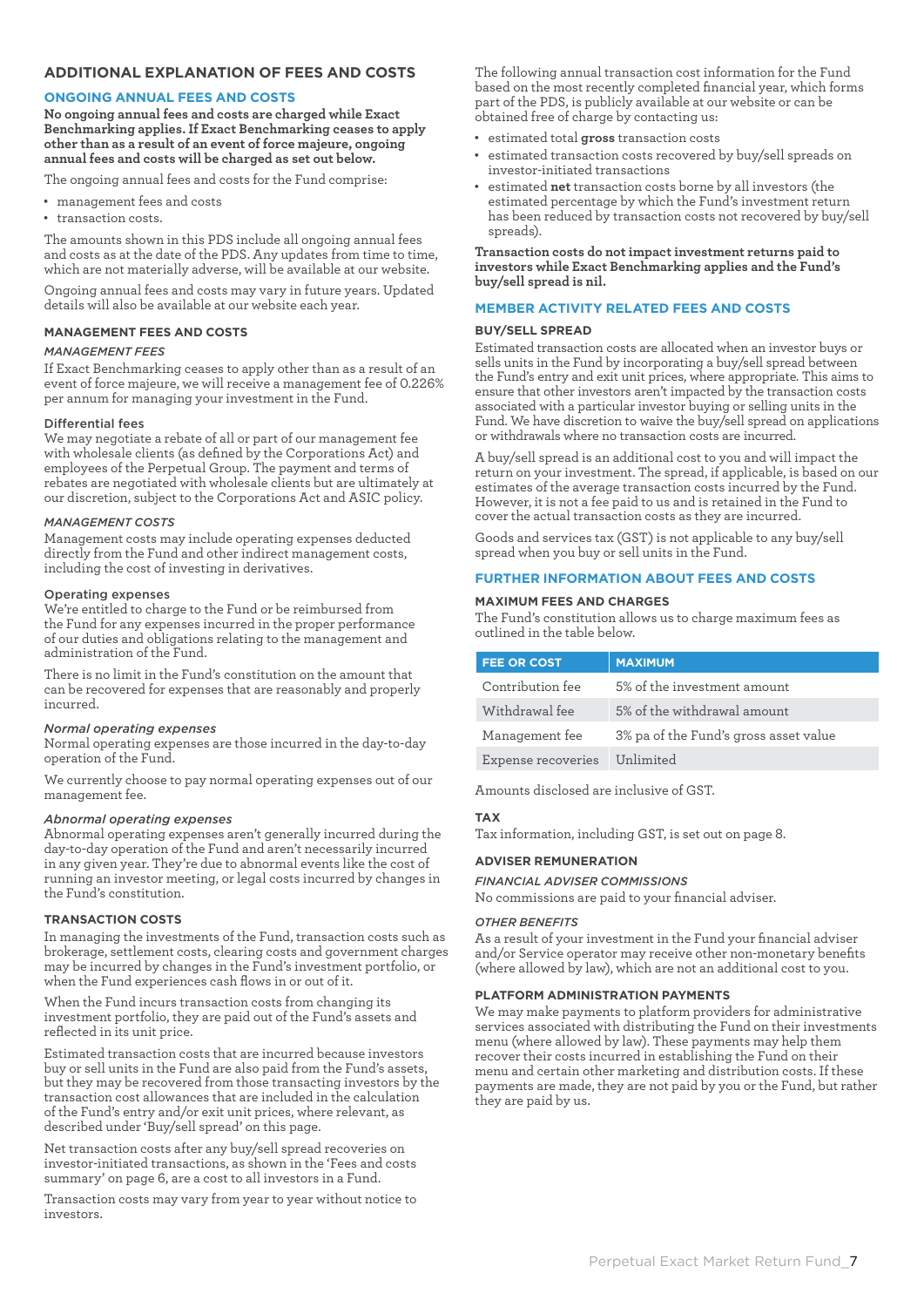## ADDITIONAL EXPLANATION OF FEES AND COSTS

### ONGOING ANNUAL FEES AND COSTS

**No ongoing annual fees and costs are charged while Exact Benchmarking applies. If Exact Benchmarking ceases to apply other than as a result of an event of force majeure, ongoing annual fees and costs will be charged as set out below.**

The ongoing annual fees and costs for the Fund comprise:

- management fees and costs
- transaction costs.

The amounts shown in this PDS include all ongoing annual fees and costs as at the date of the PDS. Any updates from time to time, which are not materially adverse, will be available at our website.

Ongoing annual fees and costs may vary in future years. Updated details will also be available at our website each year.

#### MANAGEMENT FEES AND COSTS

*MANAGEMENT FEES*

If Exact Benchmarking ceases to apply other than as a result of an event of force majeure, we will receive a management fee of 0.226% per annum for managing your investment in the Fund.

**Differential fees**

We may negotiate a rebate of all or part of our management fee with wholesale clients (as defined by the Corporations Act) and employees of the Perpetual Group. The payment and terms of rebates are negotiated with wholesale clients but are ultimately at our discretion, subject to the Corporations Act and ASIC policy.

*MANAGEMENT COSTS*

Management costs may include operating expenses deducted directly from the Fund and other indirect management costs, including the cost of investing in derivatives.

**Operating expenses**

We're entitled to charge to the Fund or be reimbursed from the Fund for any expenses incurred in the proper performance of our duties and obligations relating to the management and administration of the Fund.

There is no limit in the Fund's constitution on the amount that can be recovered for expenses that are reasonably and properly incurred.

*Normal operating expenses*

Normal operating expenses are those incurred in the day-to-day operation of the Fund.

We currently choose to pay normal operating expenses out of our management fee.

*Abnormal operating expenses*

Abnormal operating expenses aren't generally incurred during the day-to-day operation of the Fund and aren't necessarily incurred in any given year. They're due to abnormal events like the cost of running an investor meeting, or legal costs incurred by changes in the Fund's constitution.

#### TRANSACTION COSTS

In managing the investments of the Fund, transaction costs such as brokerage, settlement costs, clearing costs and government charges may be incurred by changes in the Fund's investment portfolio, or when the Fund experiences cash flows in or out of it.

When the Fund incurs transaction costs from changing its investment portfolio, they are paid out of the Fund's assets and reflected in its unit price.

Estimated transaction costs that are incurred because investors buy or sell units in the Fund are also paid from the Fund's assets, but they may be recovered from those transacting investors by the transaction cost allowances that are included in the calculation of the Fund's entry and/or exit unit prices, where relevant, as described under 'Buy/sell spread' on this page.

Net transaction costs after any buy/sell spread recoveries on investor-initiated transactions, as shown in the 'Fees and costs summary' on page 6, are a cost to all investors in a Fund.

Transaction costs may vary from year to year without notice to investors.

The following annual transaction cost information for the Fund based on the most recently completed financial year, which forms part of the PDS, is publicly available at our website or can be obtained free of charge by contacting us:

- estimated total **gross** transaction costs
- estimated transaction costs recovered by buy/sell spreads on investor-initiated transactions
- estimated **net** transaction costs borne by all investors (the estimated percentage by which the Fund's investment return has been reduced by transaction costs not recovered by buy/sell spreads).

**Transaction costs do not impact investment returns paid to investors while Exact Benchmarking applies and the Fund's buy/sell spread is nil.**

### MEMBER ACTIVITY RELATED FEES AND COSTS

#### BUY/SELL SPREAD

Estimated transaction costs are allocated when an investor buys or sells units in the Fund by incorporating a buy/sell spread between the Fund's entry and exit unit prices, where appropriate. This aims to ensure that other investors aren't impacted by the transaction costs associated with a particular investor buying or selling units in the Fund. We have discretion to waive the Fund's buy/sell spread on applications or withdrawals where no transaction costs are incurred.

A buy/sell spread is an additional cost to you and will impact the return on your investment. The spread, if applicable, is based on our estimates of the average transaction costs incurred by the Fund. However, it is not a fee paid to us and is retained in the Fund to cover the actual transaction costs as they are incurred.

Goods and services tax (GST) is not applicable to any buy/sell spread when you buy or sell units in the Fund.

### FURTHER INFORMATION ABOUT FEES AND COSTS

#### MAXIMUM FEES AND CHARGES

The Fund's constitution allows us to charge maximum fees as outlined in the table below.

| FEE OR COST | MAXIMUM |
|---|---|
| Contribution fee | 5% of the investment amount |
| Withdrawal fee | 5% of the withdrawal amount |
| Management fee | 3% pa of the Fund's gross asset value |
| Expense recoveries | Unlimited |

Amounts disclosed are inclusive of GST.

#### TAX

Tax information, including GST, is set out on page 8.

#### ADVISER REMUNERATION

*FINANCIAL ADVISER COMMISSIONS*

No commissions are paid to your financial adviser.

*OTHER BENEFITS*

As a result of your investment in the Fund your financial adviser and/or Service operator may receive other non-monetary benefits (where allowed by law), which are not an additional cost to you.

#### PLATFORM ADMINISTRATION PAYMENTS

We may make payments to platform providers for administrative services associated with distributing the Fund on their investments menu (where allowed by law). These payments may help them recover their costs incurred in establishing the Fund on their menu and certain other marketing and distribution costs. If these payments are made, they are not paid by you or the Fund, but rather they are paid by us.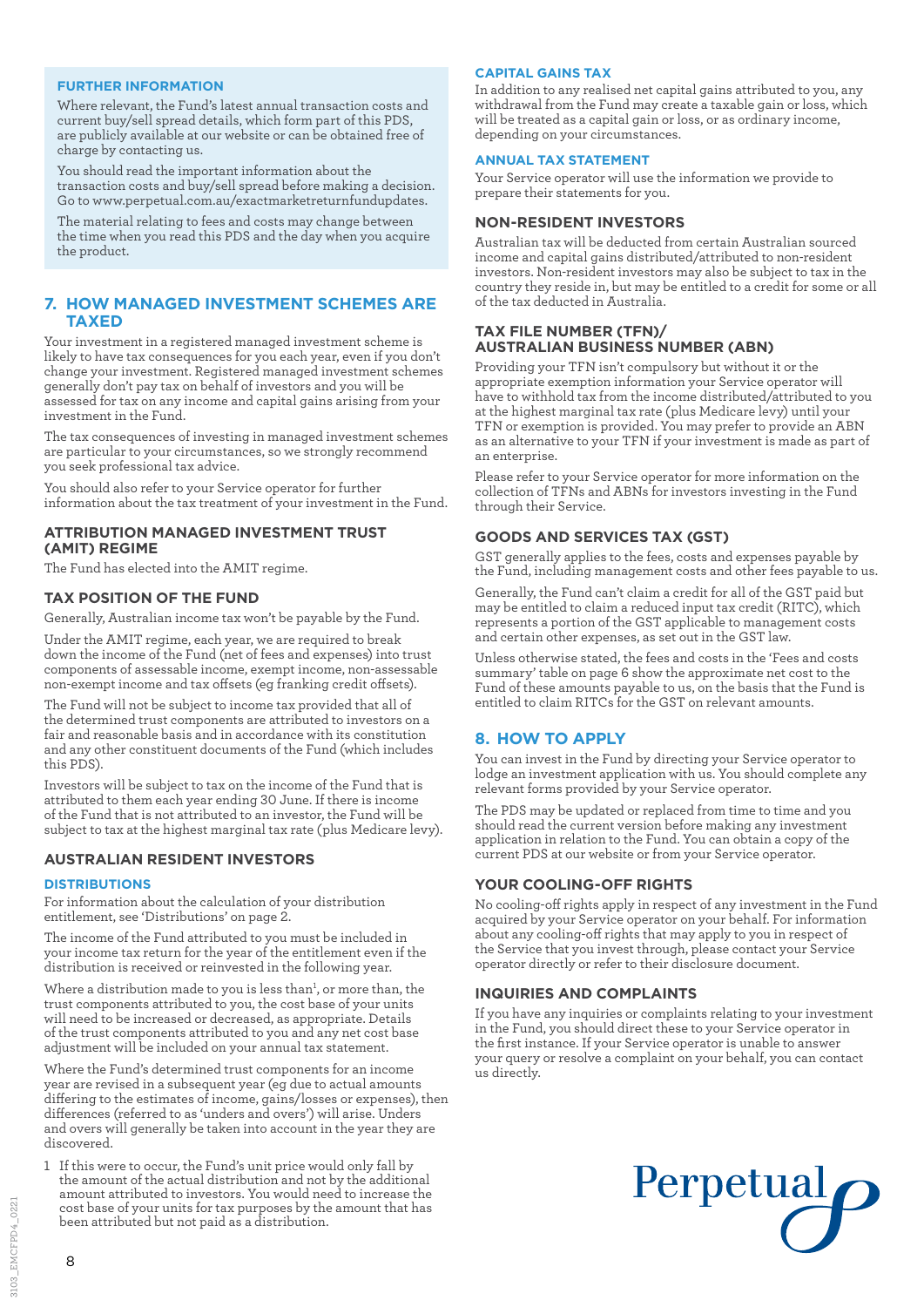### FURTHER INFORMATION

Where relevant, the Fund's latest annual transaction costs and current buy/sell spread details, which form part of this PDS, are publicly available at our website or can be obtained free of charge by contacting us.

You should read the important information about the transaction costs and buy/sell spread before making a decision. Go to www.perpetual.com.au/exactmarketreturnfundupdates.

The material relating to fees and costs may change between the time when you read this PDS and the day when you acquire the product.

## 7. HOW MANAGED INVESTMENT SCHEMES ARE TAXED

Your investment in a registered managed investment scheme is likely to have tax consequences for you each year, even if you don't change your investment. Registered managed investment schemes generally don't pay tax on behalf of investors and you will be assessed for tax on any income and capital gains arising from your investment in the Fund.

The tax consequences of investing in managed investment schemes are particular to your circumstances, so we strongly recommend you seek professional tax advice.

You should also refer to your Service operator for further information about the tax treatment of your investment in the Fund.

### ATTRIBUTION MANAGED INVESTMENT TRUST (AMIT) REGIME

The Fund has elected into the AMIT regime.

### TAX POSITION OF THE FUND

Generally, Australian income tax won't be payable by the Fund.

Under the AMIT regime, each year, we are required to break down the income of the Fund (net of fees and expenses) into trust components of assessable income, exempt income, non-assessable non-exempt income and tax offsets (eg franking credit offsets).

The Fund will not be subject to income tax provided that all of the determined trust components are attributed to investors on a fair and reasonable basis and in accordance with its constitution and any other constituent documents of the Fund (which includes this PDS).

Investors will be subject to tax on the income of the Fund that is attributed to them each year ending 30 June. If there is income of the Fund that is not attributed to an investor, the Fund will be subject to tax at the highest marginal tax rate (plus Medicare levy).

### AUSTRALIAN RESIDENT INVESTORS

#### DISTRIBUTIONS

For information about the calculation of your distribution entitlement, see 'Distributions' on page 2.

The income of the Fund attributed to you must be included in your income tax return for the year of the entitlement even if the distribution is received or reinvested in the following year.

Where a distribution made to you is less than[1], or more than, the trust components attributed to you, the cost base of your units will need to be increased or decreased, as appropriate. Details of the trust components attributed to you and any net cost base adjustment will be included on your annual tax statement.

Where the Fund's determined trust components for an income year are revised in a subsequent year (eg due to actual amounts differing to the estimates of income, gains/losses or expenses), then differences (referred to as 'unders and overs') will arise. Unders and overs will generally be taken into account in the year they are discovered.

1 If this were to occur, the Fund's unit price would only fall by the amount of the actual distribution and not by the additional amount attributed to investors. You would need to increase the cost base of your units for tax purposes by the amount that has been attributed but not paid as a distribution.

#### CAPITAL GAINS TAX

In addition to any realised net capital gains attributed to you, any withdrawal from the Fund may create a taxable gain or loss, which will be treated as a capital gain or loss, or as ordinary income, depending on your circumstances.

#### ANNUAL TAX STATEMENT

Your Service operator will use the information we provide to prepare their statements for you.

### NON-RESIDENT INVESTORS

Australian tax will be deducted from certain Australian sourced income and capital gains distributed/attributed to non-resident investors. Non-resident investors may also be subject to tax in the country they reside in, but may be entitled to a credit for some or all of the tax deducted in Australia.

### TAX FILE NUMBER (TFN)/ AUSTRALIAN BUSINESS NUMBER (ABN)

Providing your TFN isn't compulsory but without it or the appropriate exemption information your Service operator will have to withhold tax from the income distributed/attributed to you at the highest marginal tax rate (plus Medicare levy) until your TFN or exemption is provided. You may prefer to provide an ABN as an alternative to your TFN if your investment is made as part of an enterprise.

Please refer to your Service operator for more information on the collection of TFNs and ABNs for investors investing in the Fund through their Service.

### GOODS AND SERVICES TAX (GST)

GST generally applies to the fees, costs and expenses payable by the Fund, including management costs and other fees payable to us.

Generally, the Fund can't claim a credit for all of the GST paid but may be entitled to claim a reduced input tax credit (RITC), which represents a portion of the GST applicable to management costs and certain other expenses, as set out in the GST law.

Unless otherwise stated, the fees and costs in the 'Fees and costs summary' table on page 6 show the approximate net cost to the Fund of these amounts payable to us, on the basis that the Fund is entitled to claim RITCs for the GST on relevant amounts.

## 8. HOW TO APPLY

You can invest in the Fund by directing your Service operator to lodge an investment application with us. You should complete any relevant forms provided by your Service operator.

The PDS may be updated or replaced from time to time and you should read the current version before making any investment application in relation to the Fund. You can obtain a copy of the current PDS at our website or from your Service operator.

### YOUR COOLING-OFF RIGHTS

No cooling-off rights apply in respect of any investment in the Fund acquired by your Service operator on your behalf. For information about any cooling-off rights that may apply to you in respect of the Service that you invest through, please contact your Service operator directly or refer to their disclosure document.

### INQUIRIES AND COMPLAINTS

If you have any inquiries or complaints relating to your investment in the Fund, you should direct these to your Service operator in the first instance. If your Service operator is unable to answer your query or resolve a complaint on your behalf, you can contact us directly.

Perpetual

3103_EMCFPD4_0221